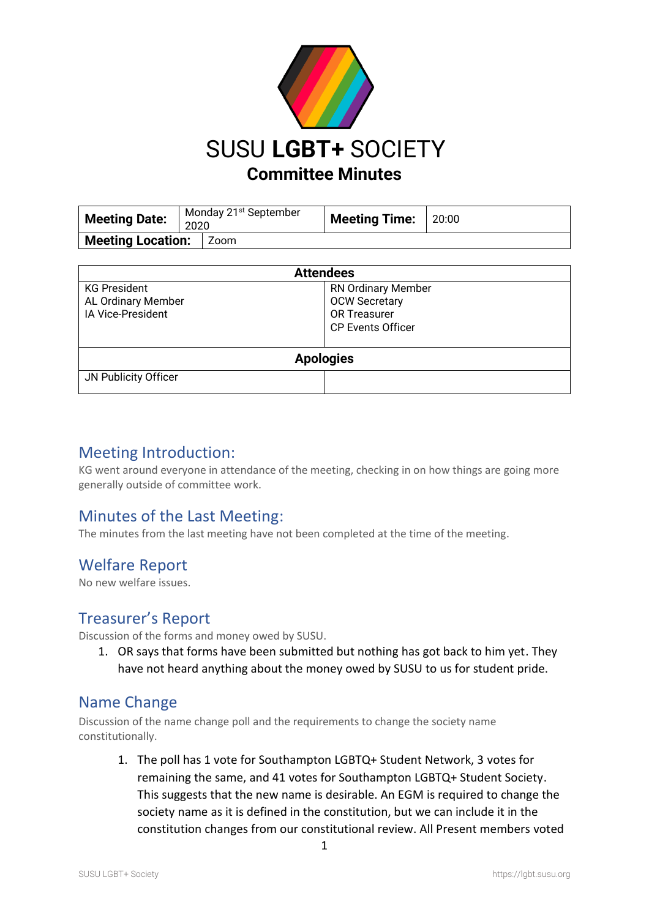# SUSU **LGBT+** SOCIETY

## Committee Minutes

| **Meeting Date:** | Monday 21st September 2020 | **Meeting Time:** | 20:00 |
|---|---|---|---|
| **Meeting Location:** | Zoom | | |

| **Attendees** | |
|---|---|
| KG President<br>AL Ordinary Member<br>IA Vice-President | RN Ordinary Member<br>OCW Secretary<br>OR Treasurer<br>CP Events Officer |
| **Apologies** | |
| JN Publicity Officer | |

## Meeting Introduction:

KG went around everyone in attendance of the meeting, checking in on how things are going more generally outside of committee work.

## Minutes of the Last Meeting:

The minutes from the last meeting have not been completed at the time of the meeting.

## Welfare Report

No new welfare issues.

## Treasurer's Report

Discussion of the forms and money owed by SUSU.

1. OR says that forms have been submitted but nothing has got back to him yet. They have not heard anything about the money owed by SUSU to us for student pride.

## Name Change

Discussion of the name change poll and the requirements to change the society name constitutionally.

1. The poll has 1 vote for Southampton LGBTQ+ Student Network, 3 votes for remaining the same, and 41 votes for Southampton LGBTQ+ Student Society. This suggests that the new name is desirable. An EGM is required to change the society name as it is defined in the constitution, but we can include it in the constitution changes from our constitutional review. All Present members voted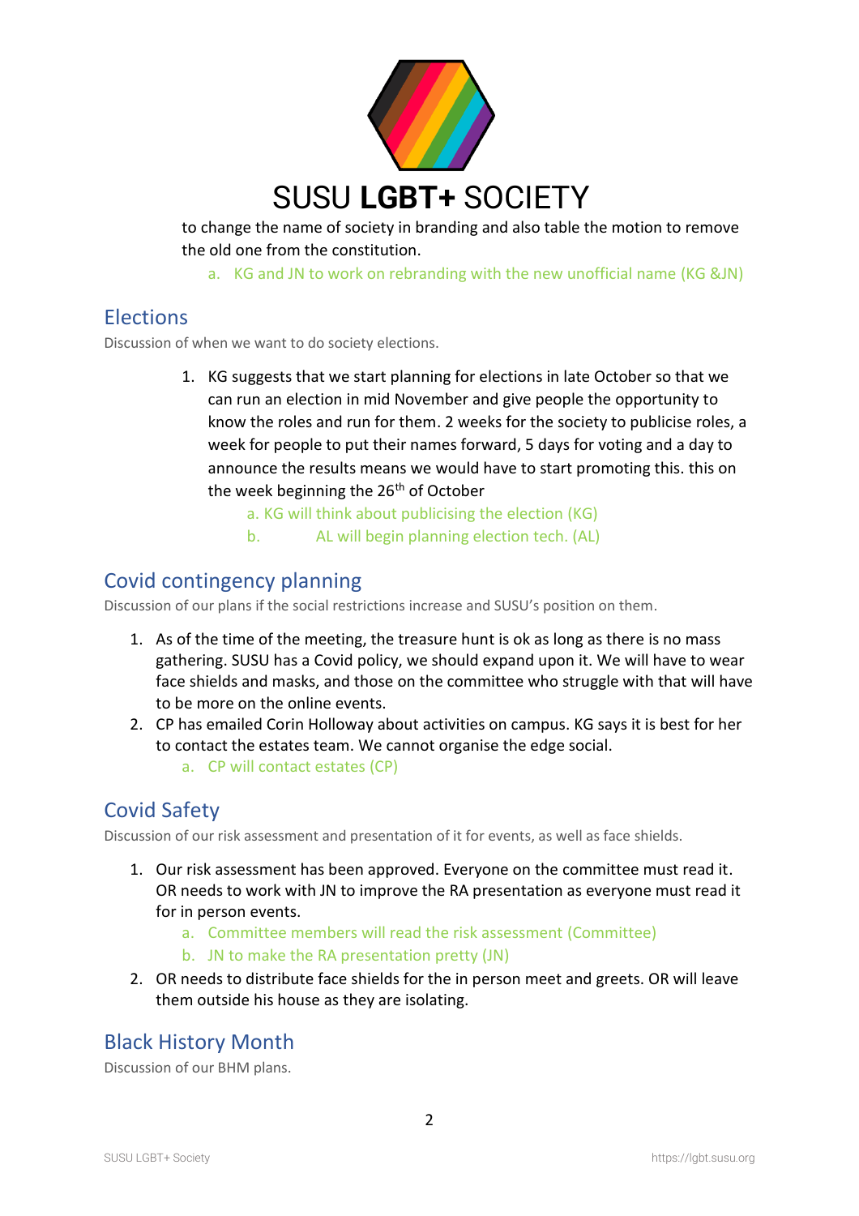to change the name of society in branding and also table the motion to remove the old one from the constitution.

a. KG and JN to work on rebranding with the new unofficial name (KG &JN)

## Elections

Discussion of when we want to do society elections.

1. KG suggests that we start planning for elections in late October so that we can run an election in mid November and give people the opportunity to know the roles and run for them. 2 weeks for the society to publicise roles, a week for people to put their names forward, 5 days for voting and a day to announce the results means we would have to start promoting this. this on the week beginning the 26th of October
   a. KG will think about publicising the election (KG)
   b. AL will begin planning election tech. (AL)

## Covid contingency planning

Discussion of our plans if the social restrictions increase and SUSU's position on them.

1. As of the time of the meeting, the treasure hunt is ok as long as there is no mass gathering. SUSU has a Covid policy, we should expand upon it. We will have to wear face shields and masks, and those on the committee who struggle with that will have to be more on the online events.
2. CP has emailed Corin Holloway about activities on campus. KG says it is best for her to contact the estates team. We cannot organise the edge social.
   a. CP will contact estates (CP)

## Covid Safety

Discussion of our risk assessment and presentation of it for events, as well as face shields.

1. Our risk assessment has been approved. Everyone on the committee must read it. OR needs to work with JN to improve the RA presentation as everyone must read it for in person events.
   a. Committee members will read the risk assessment (Committee)
   b. JN to make the RA presentation pretty (JN)
2. OR needs to distribute face shields for the in person meet and greets. OR will leave them outside his house as they are isolating.

## Black History Month

Discussion of our BHM plans.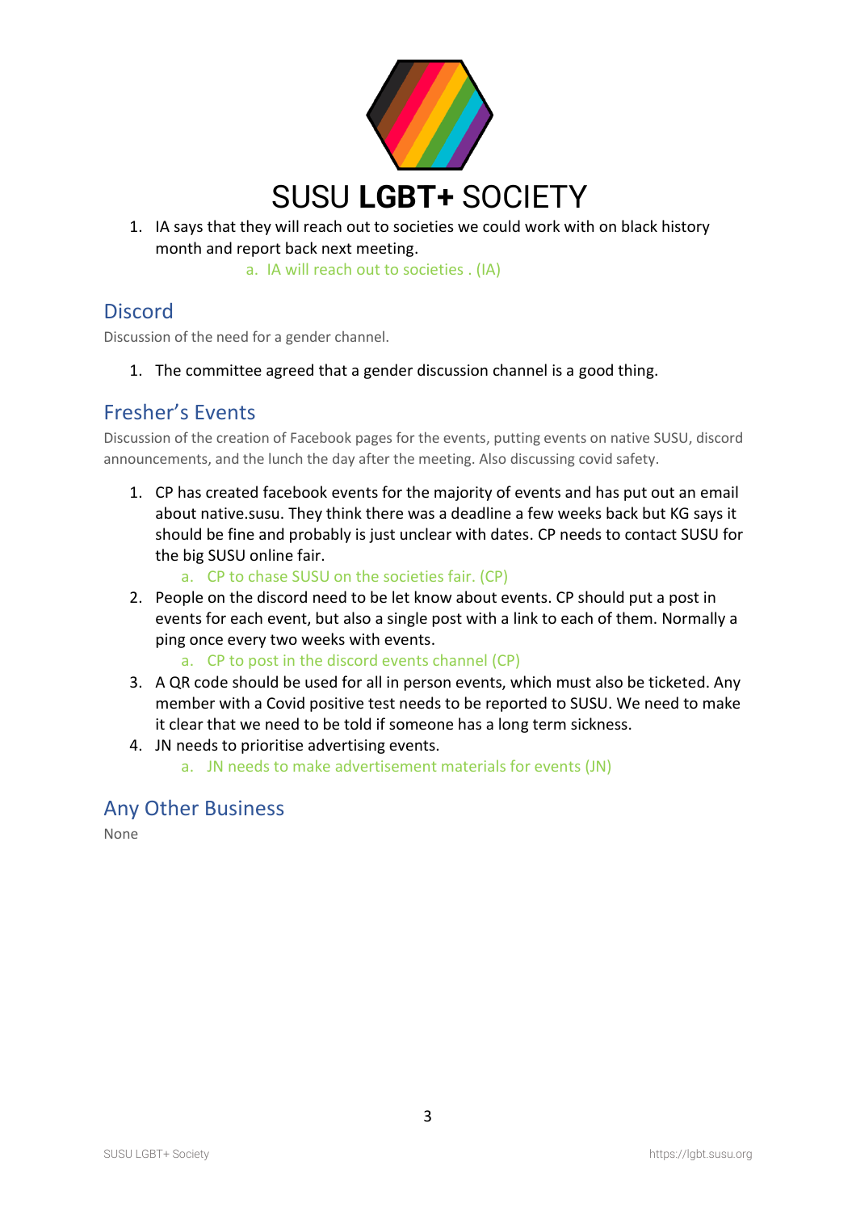# SUSU **LGBT+** SOCIETY

1. IA says that they will reach out to societies we could work with on black history month and report back next meeting.
    a. IA will reach out to societies . (IA)

## Discord

Discussion of the need for a gender channel.

1. The committee agreed that a gender discussion channel is a good thing.

## Fresher's Events

Discussion of the creation of Facebook pages for the events, putting events on native SUSU, discord announcements, and the lunch the day after the meeting. Also discussing covid safety.

1. CP has created facebook events for the majority of events and has put out an email about native.susu. They think there was a deadline a few weeks back but KG says it should be fine and probably is just unclear with dates. CP needs to contact SUSU for the big SUSU online fair.
    a. CP to chase SUSU on the societies fair. (CP)
2. People on the discord need to be let know about events. CP should put a post in events for each event, but also a single post with a link to each of them. Normally a ping once every two weeks with events.
    a. CP to post in the discord events channel (CP)
3. A QR code should be used for all in person events, which must also be ticketed. Any member with a Covid positive test needs to be reported to SUSU. We need to make it clear that we need to be told if someone has a long term sickness.
4. JN needs to prioritise advertising events.
    a. JN needs to make advertisement materials for events (JN)

## Any Other Business

None